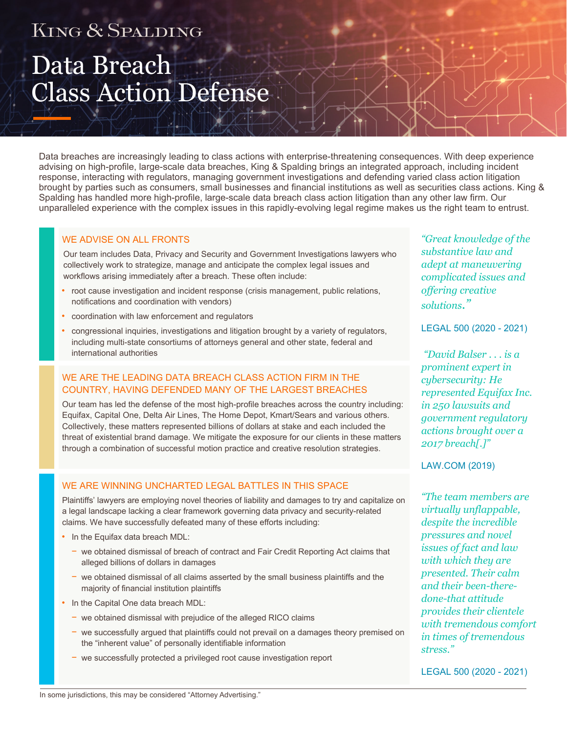King & Spalding

# Data Breach Class Action Defense

Data breaches are increasingly leading to class actions with enterprise-threatening consequences. With deep experience advising on high-profile, large-scale data breaches, King & Spalding brings an integrated approach, including incident response, interacting with regulators, managing government investigations and defending varied class action litigation brought by parties such as consumers, small businesses and financial institutions as well as securities class actions. King & Spalding has handled more high-profile, large-scale data breach class action litigation than any other law firm. Our unparalleled experience with the complex issues in this rapidly-evolving legal regime makes us the right team to entrust.

## WE ADVISE ON ALL FRONTS

Our team includes Data, Privacy and Security and Government Investigations lawyers who collectively work to strategize, manage and anticipate the complex legal issues and workflows arising immediately after a breach. These often include:

- root cause investigation and incident response (crisis management, public relations, notifications and coordination with vendors)
- coordination with law enforcement and regulators
- congressional inquiries, investigations and litigation brought by a variety of regulators, including multi-state consortiums of attorneys general and other state, federal and international authorities

## WE ARE THE LEADING DATA BREACH CLASS ACTION FIRM IN THE COUNTRY, HAVING DEFENDED MANY OF THE LARGEST BREACHES

Our team has led the defense of the most high-profile breaches across the country including: Equifax, Capital One, Delta Air Lines, The Home Depot, Kmart/Sears and various others. Collectively, these matters represented billions of dollars at stake and each included the threat of existential brand damage. We mitigate the exposure for our clients in these matters through a combination of successful motion practice and creative resolution strategies.

## WE ARE WINNING UNCHARTED LEGAL BATTLES IN THIS SPACE

Plaintiffs' lawyers are employing novel theories of liability and damages to try and capitalize on a legal landscape lacking a clear framework governing data privacy and security-related claims. We have successfully defeated many of these efforts including:

- In the Equifax data breach MDL:
  - we obtained dismissal of breach of contract and Fair Credit Reporting Act claims that alleged billions of dollars in damages
  - we obtained dismissal of all claims asserted by the small business plaintiffs and the majority of financial institution plaintiffs
- In the Capital One data breach MDL:
  - we obtained dismissal with prejudice of the alleged RICO claims
  - we successfully argued that plaintiffs could not prevail on a damages theory premised on the "inherent value" of personally identifiable information
  - we successfully protected a privileged root cause investigation report

*"Great knowledge of the substantive law and adept at maneuvering complicated issues and offering creative solutions."*

LEGAL 500 (2020 - 2021)

*"David Balser . . . is a prominent expert in cybersecurity: He represented Equifax Inc. in 250 lawsuits and government regulatory actions brought over a 2017 breach[.]"*

LAW.COM (2019)

*"The team members are virtually unflappable, despite the incredible pressures and novel issues of fact and law with which they are presented. Their calm and their been-there-done-that attitude provides their clientele with tremendous comfort in times of tremendous stress."*

LEGAL 500 (2020 - 2021)

In some jurisdictions, this may be considered "Attorney Advertising."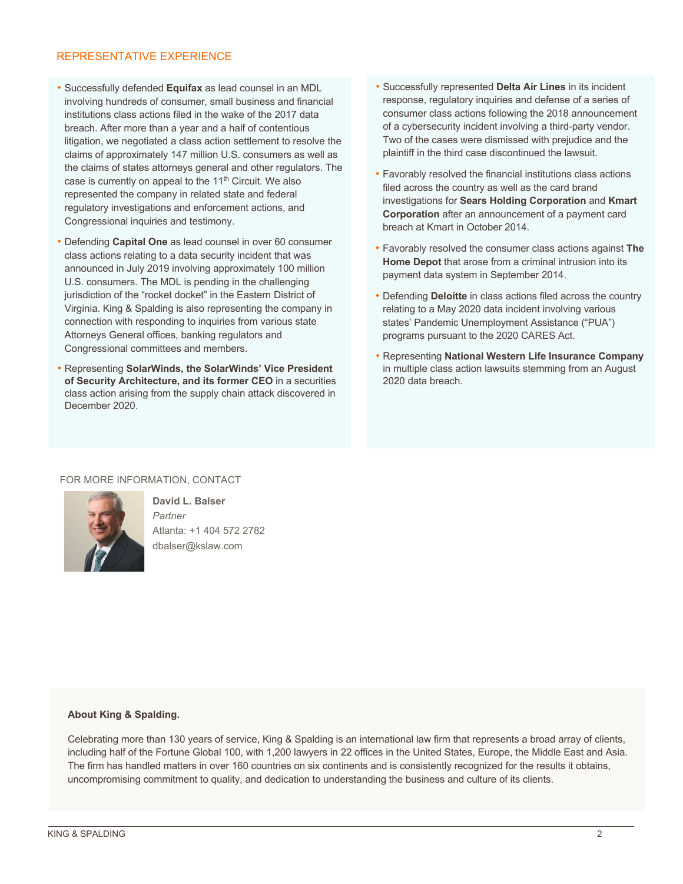## REPRESENTATIVE EXPERIENCE

- Successfully defended **Equifax** as lead counsel in an MDL involving hundreds of consumer, small business and financial institutions class actions filed in the wake of the 2017 data breach. After more than a year and a half of contentious litigation, we negotiated a class action settlement to resolve the claims of approximately 147 million U.S. consumers as well as the claims of states attorneys general and other regulators. The case is currently on appeal to the 11th Circuit. We also represented the company in related state and federal regulatory investigations and enforcement actions, and Congressional inquiries and testimony.
- Defending **Capital One** as lead counsel in over 60 consumer class actions relating to a data security incident that was announced in July 2019 involving approximately 100 million U.S. consumers. The MDL is pending in the challenging jurisdiction of the "rocket docket" in the Eastern District of Virginia. King & Spalding is also representing the company in connection with responding to inquiries from various state Attorneys General offices, banking regulators and Congressional committees and members.
- Representing **SolarWinds, the SolarWinds' Vice President of Security Architecture, and its former CEO** in a securities class action arising from the supply chain attack discovered in December 2020.
- Successfully represented **Delta Air Lines** in its incident response, regulatory inquiries and defense of a series of consumer class actions following the 2018 announcement of a cybersecurity incident involving a third-party vendor. Two of the cases were dismissed with prejudice and the plaintiff in the third case discontinued the lawsuit.
- Favorably resolved the financial institutions class actions filed across the country as well as the card brand investigations for **Sears Holding Corporation** and **Kmart Corporation** after an announcement of a payment card breach at Kmart in October 2014.
- Favorably resolved the consumer class actions against **The Home Depot** that arose from a criminal intrusion into its payment data system in September 2014.
- Defending **Deloitte** in class actions filed across the country relating to a May 2020 data incident involving various states' Pandemic Unemployment Assistance ("PUA") programs pursuant to the 2020 CARES Act.
- Representing **National Western Life Insurance Company** in multiple class action lawsuits stemming from an August 2020 data breach.

FOR MORE INFORMATION, CONTACT

**David L. Balser**
*Partner*
Atlanta: +1 404 572 2782
dbalser@kslaw.com

**About King & Spalding.**

Celebrating more than 130 years of service, King & Spalding is an international law firm that represents a broad array of clients, including half of the Fortune Global 100, with 1,200 lawyers in 22 offices in the United States, Europe, the Middle East and Asia. The firm has handled matters in over 160 countries on six continents and is consistently recognized for the results it obtains, uncompromising commitment to quality, and dedication to understanding the business and culture of its clients.